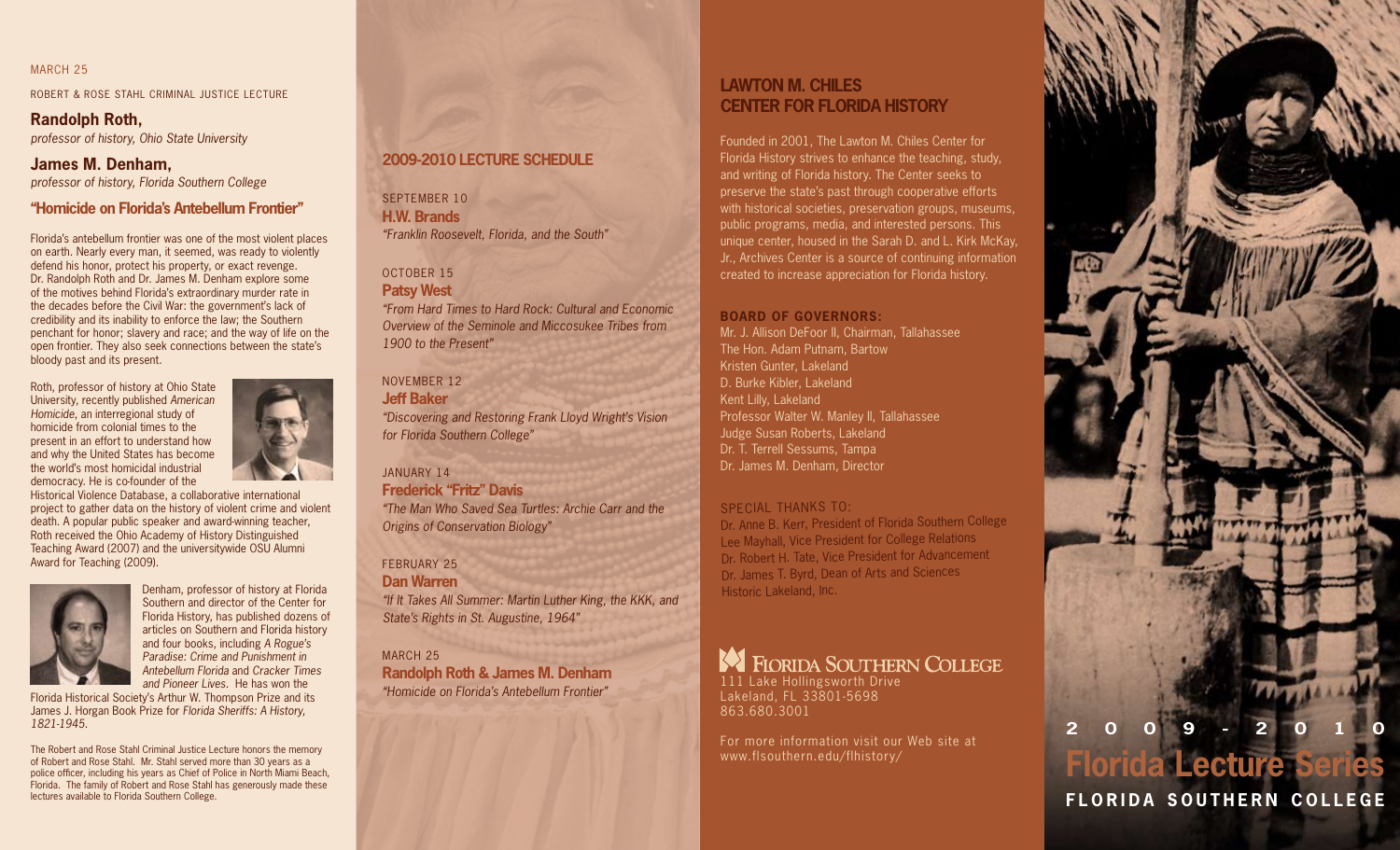MARCH 25

ROBERT & ROSE STAHL CRIMINAL JUSTICE LECTURE

**Randolph Roth,**
*professor of history, Ohio State University*

**James M. Denham,**
*professor of history, Florida Southern College*

## "Homicide on Florida's Antebellum Frontier"

Florida's antebellum frontier was one of the most violent places on earth. Nearly every man, it seemed, was ready to violently defend his honor, protect his property, or exact revenge. Dr. Randolph Roth and Dr. James M. Denham explore some of the motives behind Florida's extraordinary murder rate in the decades before the Civil War: the government's lack of credibility and its inability to enforce the law; the Southern penchant for honor; slavery and race; and the way of life on the open frontier. They also seek connections between the state's bloody past and its present.

Roth, professor of history at Ohio State University, recently published *American Homicide*, an interregional study of homicide from colonial times to the present in an effort to understand how and why the United States has become the world's most homicidal industrial democracy. He is co-founder of the Historical Violence Database, a collaborative international project to gather data on the history of violent crime and violent death. A popular public speaker and award-winning teacher, Roth received the Ohio Academy of History Distinguished Teaching Award (2007) and the universitywide OSU Alumni Award for Teaching (2009).

Denham, professor of history at Florida Southern and director of the Center for Florida History, has published dozens of articles on Southern and Florida history and four books, including *A Rogue's Paradise: Crime and Punishment in Antebellum Florida* and *Cracker Times and Pioneer Lives*. He has won the Florida Historical Society's Arthur W. Thompson Prize and its James J. Horgan Book Prize for *Florida Sheriffs: A History, 1821-1945*.

The Robert and Rose Stahl Criminal Justice Lecture honors the memory of Robert and Rose Stahl. Mr. Stahl served more than 30 years as a police officer, including his years as Chief of Police in North Miami Beach, Florida. The family of Robert and Rose Stahl has generously made these lectures available to Florida Southern College.

## 2009-2010 LECTURE SCHEDULE

SEPTEMBER 10
**H.W. Brands**
*"Franklin Roosevelt, Florida, and the South"*

OCTOBER 15
**Patsy West**
*"From Hard Times to Hard Rock: Cultural and Economic Overview of the Seminole and Miccosukee Tribes from 1900 to the Present"*

NOVEMBER 12
**Jeff Baker**
*"Discovering and Restoring Frank Lloyd Wright's Vision for Florida Southern College"*

JANUARY 14
**Frederick "Fritz" Davis**
*"The Man Who Saved Sea Turtles: Archie Carr and the Origins of Conservation Biology"*

FEBRUARY 25
**Dan Warren**
*"If It Takes All Summer: Martin Luther King, the KKK, and State's Rights in St. Augustine, 1964"*

MARCH 25
**Randolph Roth & James M. Denham**
*"Homicide on Florida's Antebellum Frontier"*

## LAWTON M. CHILES CENTER FOR FLORIDA HISTORY

Founded in 2001, The Lawton M. Chiles Center for Florida History strives to enhance the teaching, study, and writing of Florida history. The Center seeks to preserve the state's past through cooperative efforts with historical societies, preservation groups, museums, public programs, media, and interested persons. This unique center, housed in the Sarah D. and L. Kirk McKay, Jr., Archives Center is a source of continuing information created to increase appreciation for Florida history.

**BOARD OF GOVERNORS:**

Mr. J. Allison DeFoor II, Chairman, Tallahassee
The Hon. Adam Putnam, Bartow
Kristen Gunter, Lakeland
D. Burke Kibler, Lakeland
Kent Lilly, Lakeland
Professor Walter W. Manley II, Tallahassee
Judge Susan Roberts, Lakeland
Dr. T. Terrell Sessums, Tampa
Dr. James M. Denham, Director

SPECIAL THANKS TO:

Dr. Anne B. Kerr, President of Florida Southern College
Lee Mayhall, Vice President for College Relations
Dr. Robert H. Tate, Vice President for Advancement
Dr. James T. Byrd, Dean of Arts and Sciences
Historic Lakeland, Inc.

FLORIDA SOUTHERN COLLEGE
111 Lake Hollingsworth Drive
Lakeland, FL 33801-5698
863.680.3001

For more information visit our Web site at
www.flsouthern.edu/flhistory/

# 2009-2010 Florida Lecture Series

FLORIDA SOUTHERN COLLEGE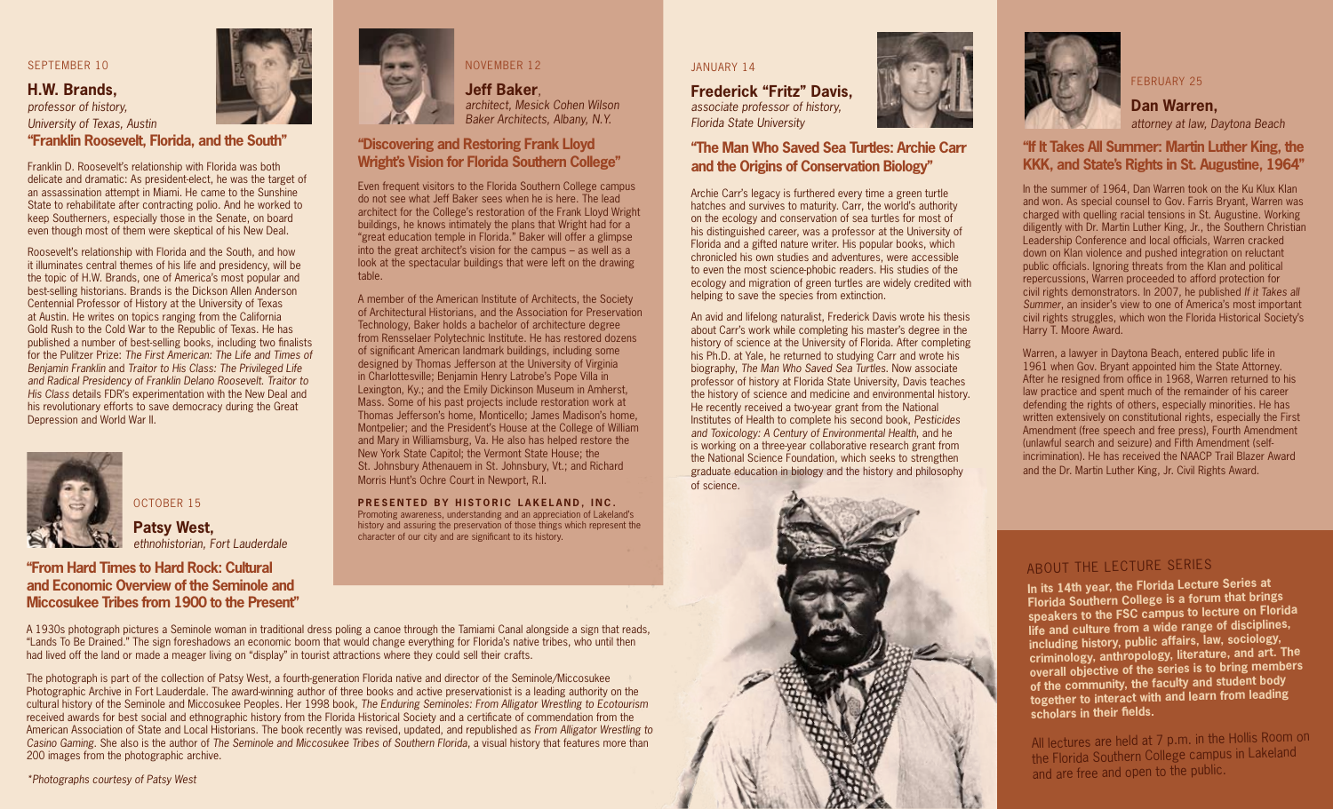SEPTEMBER 10

## H.W. Brands,

*professor of history, University of Texas, Austin*

### "Franklin Roosevelt, Florida, and the South"

Franklin D. Roosevelt's relationship with Florida was both delicate and dramatic: As president-elect, he was the target of an assassination attempt in Miami. He came to the Sunshine State to rehabilitate after contracting polio. And he worked to keep Southerners, especially those in the Senate, on board even though most of them were skeptical of his New Deal.

Roosevelt's relationship with Florida and the South, and how it illuminates central themes of his life and presidency, will be the topic of H.W. Brands, one of America's most popular and best-selling historians. Brands is the Dickson Allen Anderson Centennial Professor of History at the University of Texas at Austin. He writes on topics ranging from the California Gold Rush to the Cold War to the Republic of Texas. He has published a number of best-selling books, including two finalists for the Pulitzer Prize: *The First American: The Life and Times of Benjamin Franklin* and *Traitor to His Class: The Privileged Life and Radical Presidency of Franklin Delano Roosevelt*. *Traitor to His Class* details FDR's experimentation with the New Deal and his revolutionary efforts to save democracy during the Great Depression and World War II.

OCTOBER 15

## Patsy West,

*ethnohistorian, Fort Lauderdale*

### "From Hard Times to Hard Rock: Cultural and Economic Overview of the Seminole and Miccosukee Tribes from 1900 to the Present"

A 1930s photograph pictures a Seminole woman in traditional dress poling a canoe through the Tamiami Canal alongside a sign that reads, "Lands To Be Drained." The sign foreshadows an economic boom that would change everything for Florida's native tribes, who until then had lived off the land or made a meager living on "display" in tourist attractions where they could sell their crafts.

The photograph is part of the collection of Patsy West, a fourth-generation Florida native and director of the Seminole/Miccosukee Photographic Archive in Fort Lauderdale. The award-winning author of three books and active preservationist is a leading authority on the cultural history of the Seminole and Miccosukee Peoples. Her 1998 book, *The Enduring Seminoles: From Alligator Wrestling to Ecotourism* received awards for best social and ethnographic history from the Florida Historical Society and a certificate of commendation from the American Association of State and Local Historians. The book recently was revised, updated, and republished as *From Alligator Wrestling to Casino Gaming*. She also is the author of *The Seminole and Miccosukee Tribes of Southern Florida*, a visual history that features more than 200 images from the photographic archive.

*\*Photographs courtesy of Patsy West*

NOVEMBER 12

## Jeff Baker,

*architect, Mesick Cohen Wilson Baker Architects, Albany, N.Y.*

### "Discovering and Restoring Frank Lloyd Wright's Vision for Florida Southern College"

Even frequent visitors to the Florida Southern College campus do not see what Jeff Baker sees when he is here. The lead architect for the College's restoration of the Frank Lloyd Wright buildings, he knows intimately the plans that Wright had for a "great education temple in Florida." Baker will offer a glimpse into the great architect's vision for the campus – as well as a look at the spectacular buildings that were left on the drawing table.

A member of the American Institute of Architects, the Society of Architectural Historians, and the Association for Preservation Technology, Baker holds a bachelor of architecture degree from Rensselaer Polytechnic Institute. He has restored dozens of significant American landmark buildings, including some designed by Thomas Jefferson at the University of Virginia in Charlottesville; Benjamin Henry Latrobe's Pope Villa in Lexington, Ky.; and the Emily Dickinson Museum in Amherst, Mass. Some of his past projects include restoration work at Thomas Jefferson's home, Monticello; James Madison's home, Montpelier; and the President's House at the College of William and Mary in Williamsburg, Va. He also has helped restore the New York State Capitol; the Vermont State House; the St. Johnsbury Athenauem in St. Johnsbury, Vt.; and Richard Morris Hunt's Ochre Court in Newport, R.I.

**PRESENTED BY HISTORIC LAKELAND, INC.**
Promoting awareness, understanding and an appreciation of Lakeland's history and assuring the preservation of those things which represent the character of our city and are significant to its history.

JANUARY 14

## Frederick "Fritz" Davis,

*associate professor of history, Florida State University*

### "The Man Who Saved Sea Turtles: Archie Carr and the Origins of Conservation Biology"

Archie Carr's legacy is furthered every time a green turtle hatches and survives to maturity. Carr, the world's authority on the ecology and conservation of sea turtles for most of his distinguished career, was a professor at the University of Florida and a gifted nature writer. His popular books, which chronicled his own studies and adventures, were accessible to even the most science-phobic readers. His studies of the ecology and migration of green turtles are widely credited with helping to save the species from extinction.

An avid and lifelong naturalist, Frederick Davis wrote his thesis about Carr's work while completing his master's degree in the history of science at the University of Florida. After completing his Ph.D. at Yale, he returned to studying Carr and wrote his biography, *The Man Who Saved Sea Turtles*. Now associate professor of history at Florida State University, Davis teaches the history of science and medicine and environmental history. He recently received a two-year grant from the National Institutes of Health to complete his second book, *Pesticides and Toxicology: A Century of Environmental Health*, and he is working on a three-year collaborative research grant from the National Science Foundation, which seeks to strengthen graduate education in biology and the history and philosophy of science.

FEBRUARY 25

## Dan Warren,

*attorney at law, Daytona Beach*

### "If It Takes All Summer: Martin Luther King, the KKK, and State's Rights in St. Augustine, 1964"

In the summer of 1964, Dan Warren took on the Ku Klux Klan and won. As special counsel to Gov. Farris Bryant, Warren was charged with quelling racial tensions in St. Augustine. Working diligently with Dr. Martin Luther King, Jr., the Southern Christian Leadership Conference and local officials, Warren cracked down on Klan violence and pushed integration on reluctant public officials. Ignoring threats from the Klan and political repercussions, Warren proceeded to afford protection for civil rights demonstrators. In 2007, he published *If it Takes all Summer*, an insider's view to one of America's most important civil rights struggles, which won the Florida Historical Society's Harry T. Moore Award.

Warren, a lawyer in Daytona Beach, entered public life in 1961 when Gov. Bryant appointed him the State Attorney. After he resigned from office in 1968, Warren returned to his law practice and spent much of the remainder of his career defending the rights of others, especially minorities. He has written extensively on constitutional rights, especially the First Amendment (free speech and free press), Fourth Amendment (unlawful search and seizure) and Fifth Amendment (self-incrimination). He has received the NAACP Trail Blazer Award and the Dr. Martin Luther King, Jr. Civil Rights Award.

## ABOUT THE LECTURE SERIES

**In its 14th year, the Florida Lecture Series at Florida Southern College is a forum that brings speakers to the FSC campus to lecture on Florida life and culture from a wide range of disciplines, including history, public affairs, law, sociology, criminology, anthropology, literature, and art. The overall objective of the series is to bring members of the community, the faculty and student body together to interact with and learn from leading scholars in their fields.**

All lectures are held at 7 p.m. in the Hollis Room on the Florida Southern College campus in Lakeland and are free and open to the public.